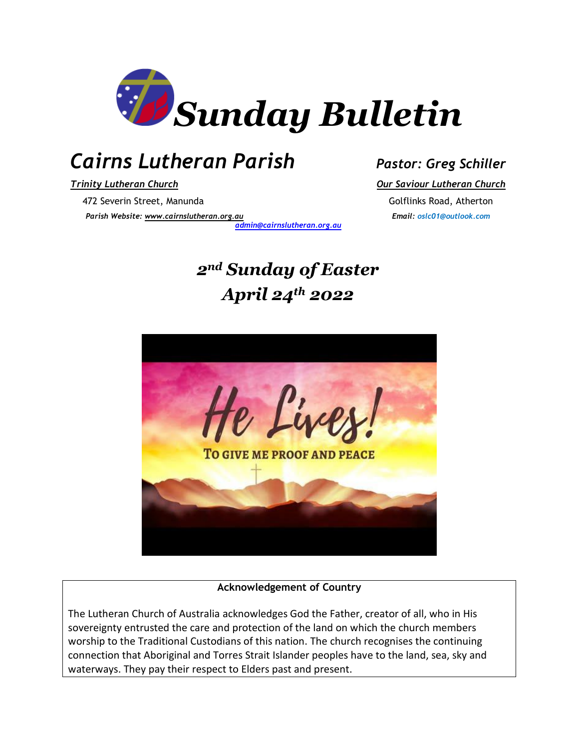# *Sunday Bulletin*

## *Cairns Lutheran Parish*

*Pastor: Greg Schiller*

***Trinity Lutheran Church***

472 Severin Street, Manunda

***Parish Website: www.cairnslutheran.org.au***

***admin@cairnslutheran.org.au***

***Our Saviour Lutheran Church***

Golflinks Road, Atherton

***Email: oslc01@outlook.com***

## *2nd Sunday of Easter*
## *April 24th 2022*

He Lives!

TO GIVE ME PROOF AND PEACE

**Acknowledgement of Country**

The Lutheran Church of Australia acknowledges God the Father, creator of all, who in His sovereignty entrusted the care and protection of the land on which the church members worship to the Traditional Custodians of this nation. The church recognises the continuing connection that Aboriginal and Torres Strait Islander peoples have to the land, sea, sky and waterways. They pay their respect to Elders past and present.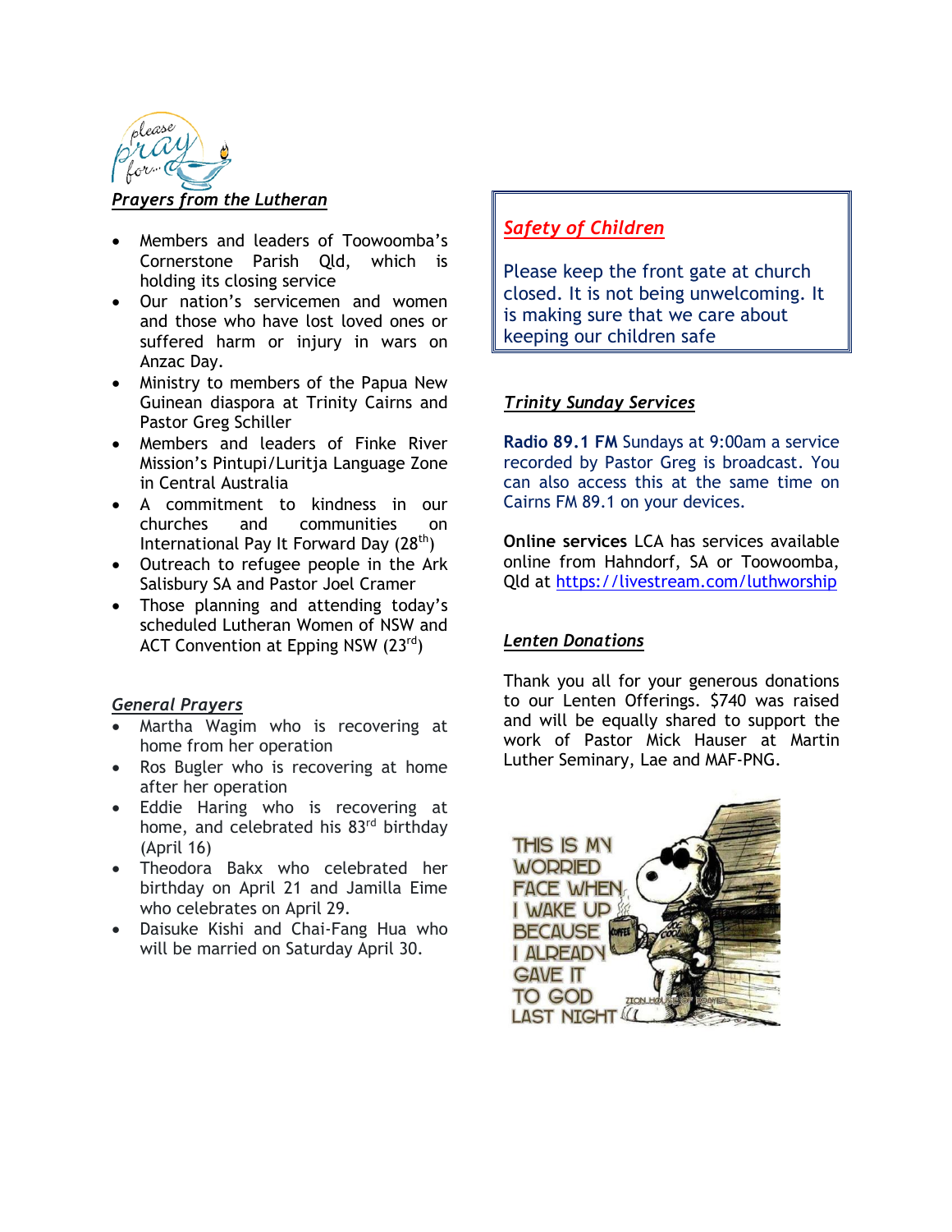## *Prayers from the Lutheran*

- Members and leaders of Toowoomba's Cornerstone Parish Qld, which is holding its closing service
- Our nation's servicemen and women and those who have lost loved ones or suffered harm or injury in wars on Anzac Day.
- Ministry to members of the Papua New Guinean diaspora at Trinity Cairns and Pastor Greg Schiller
- Members and leaders of Finke River Mission's Pintupi/Luritja Language Zone in Central Australia
- A commitment to kindness in our churches and communities on International Pay It Forward Day (28th)
- Outreach to refugee people in the Ark Salisbury SA and Pastor Joel Cramer
- Those planning and attending today's scheduled Lutheran Women of NSW and ACT Convention at Epping NSW (23rd)

## *General Prayers*

- Martha Wagim who is recovering at home from her operation
- Ros Bugler who is recovering at home after her operation
- Eddie Haring who is recovering at home, and celebrated his 83rd birthday (April 16)
- Theodora Bakx who celebrated her birthday on April 21 and Jamilla Eime who celebrates on April 29.
- Daisuke Kishi and Chai-Fang Hua who will be married on Saturday April 30.

## *Safety of Children*

Please keep the front gate at church closed. It is not being unwelcoming. It is making sure that we care about keeping our children safe

## *Trinity Sunday Services*

**Radio 89.1 FM** Sundays at 9:00am a service recorded by Pastor Greg is broadcast. You can also access this at the same time on Cairns FM 89.1 on your devices.

**Online services** LCA has services available online from Hahndorf, SA or Toowoomba, Qld at https://livestream.com/luthworship

## *Lenten Donations*

Thank you all for your generous donations to our Lenten Offerings. $740 was raised and will be equally shared to support the work of Pastor Mick Hauser at Martin Luther Seminary, Lae and MAF-PNG.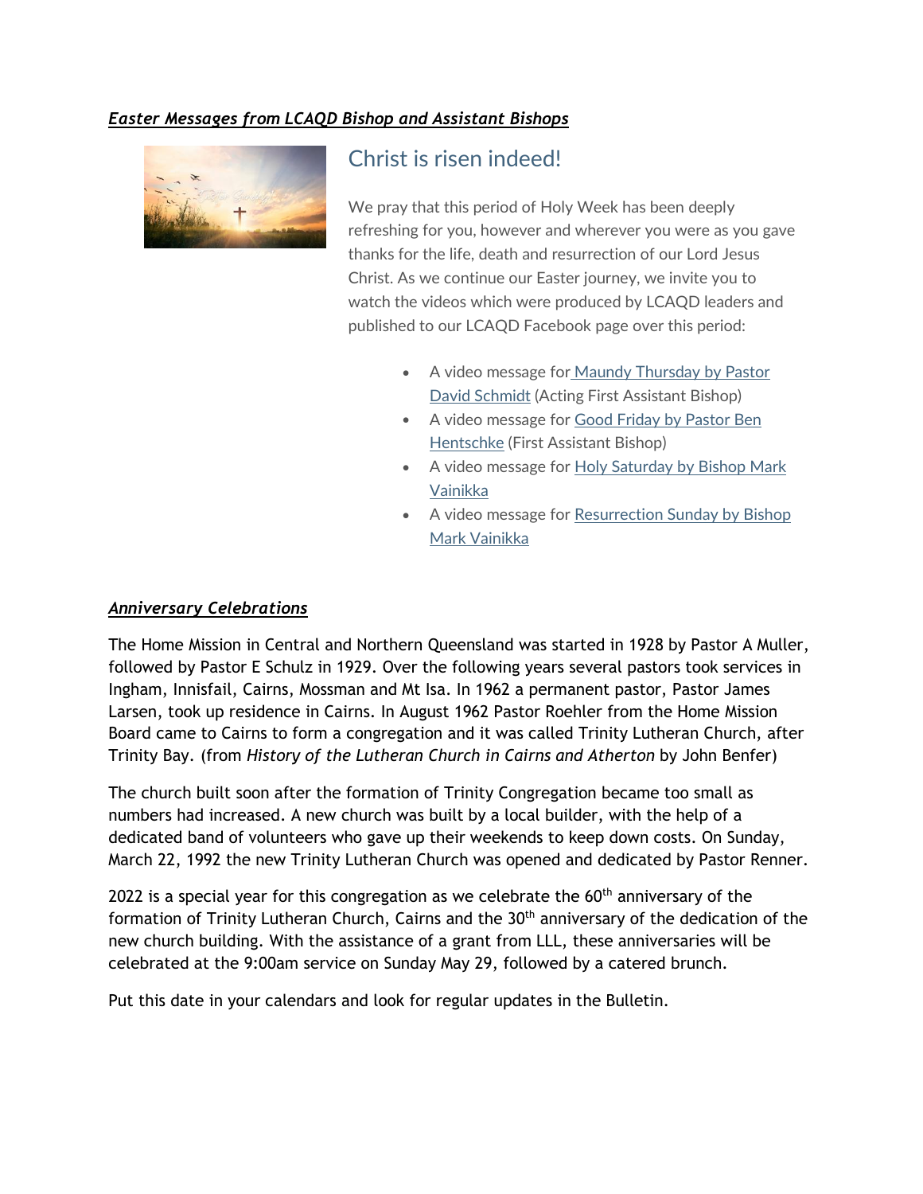***Easter Messages from LCAQD Bishop and Assistant Bishops***

## Christ is risen indeed!

We pray that this period of Holy Week has been deeply refreshing for you, however and wherever you were as you gave thanks for the life, death and resurrection of our Lord Jesus Christ. As we continue our Easter journey, we invite you to watch the videos which were produced by LCAQD leaders and published to our LCAQD Facebook page over this period:

- A video message for Maundy Thursday by Pastor David Schmidt (Acting First Assistant Bishop)
- A video message for Good Friday by Pastor Ben Hentschke (First Assistant Bishop)
- A video message for Holy Saturday by Bishop Mark Vainikka
- A video message for Resurrection Sunday by Bishop Mark Vainikka

***Anniversary Celebrations***

The Home Mission in Central and Northern Queensland was started in 1928 by Pastor A Muller, followed by Pastor E Schulz in 1929. Over the following years several pastors took services in Ingham, Innisfail, Cairns, Mossman and Mt Isa. In 1962 a permanent pastor, Pastor James Larsen, took up residence in Cairns. In August 1962 Pastor Roehler from the Home Mission Board came to Cairns to form a congregation and it was called Trinity Lutheran Church, after Trinity Bay. (from *History of the Lutheran Church in Cairns and Atherton* by John Benfer)

The church built soon after the formation of Trinity Congregation became too small as numbers had increased. A new church was built by a local builder, with the help of a dedicated band of volunteers who gave up their weekends to keep down costs. On Sunday, March 22, 1992 the new Trinity Lutheran Church was opened and dedicated by Pastor Renner.

2022 is a special year for this congregation as we celebrate the 60th anniversary of the formation of Trinity Lutheran Church, Cairns and the 30th anniversary of the dedication of the new church building. With the assistance of a grant from LLL, these anniversaries will be celebrated at the 9:00am service on Sunday May 29, followed by a catered brunch.

Put this date in your calendars and look for regular updates in the Bulletin.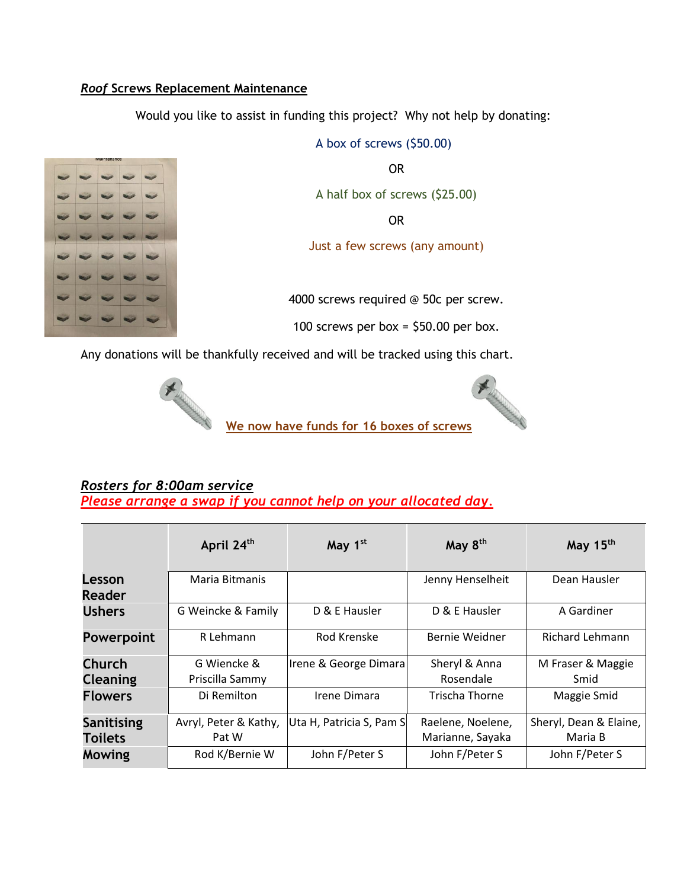## ***Roof* Screws Replacement Maintenance**

Would you like to assist in funding this project? Why not help by donating:

A box of screws ($50.00)

OR

A half box of screws ($25.00)

OR

Just a few screws (any amount)

4000 screws required @ 50c per screw.

100 screws per box = $50.00 per box.

Any donations will be thankfully received and will be tracked using this chart.

**We now have funds for 16 boxes of screws**

## ***Rosters for 8:00am service***

***Please arrange a swap if you cannot help on your allocated day.***

| | April 24th | May 1st | May 8th | May 15th |
|---|---|---|---|---|
| **Lesson Reader** | Maria Bitmanis | | Jenny Henselheit | Dean Hausler |
| **Ushers** | G Weincke & Family | D & E Hausler | D & E Hausler | A Gardiner |
| **Powerpoint** | R Lehmann | Rod Krenske | Bernie Weidner | Richard Lehmann |
| **Church Cleaning** | G Wiencke & Priscilla Sammy | Irene & George Dimara | Sheryl & Anna Rosendale | M Fraser & Maggie Smid |
| **Flowers** | Di Remilton | Irene Dimara | Trischa Thorne | Maggie Smid |
| **Sanitising Toilets** | Avryl, Peter & Kathy, Pat W | Uta H, Patricia S, Pam S | Raelene, Noelene, Marianne, Sayaka | Sheryl, Dean & Elaine, Maria B |
| **Mowing** | Rod K/Bernie W | John F/Peter S | John F/Peter S | John F/Peter S |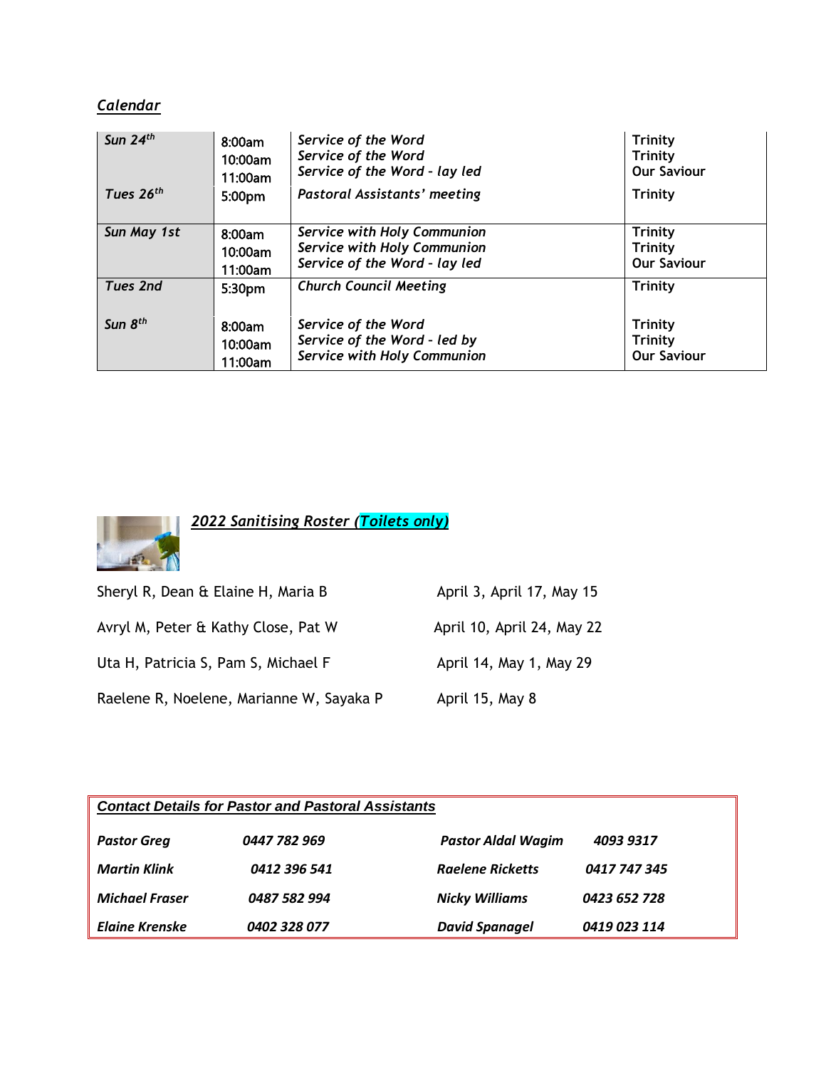## *Calendar*

| | | | |
|---|---|---|---|
| *Sun 24th* | 8:00am<br>10:00am<br>11:00am | *Service of the Word*<br>*Service of the Word*<br>*Service of the Word - lay led* | Trinity<br>Trinity<br>Our Saviour |
| *Tues 26th* | 5:00pm | *Pastoral Assistants' meeting* | Trinity |
| *Sun May 1st* | 8:00am<br>10:00am<br>11:00am | *Service with Holy Communion*<br>*Service with Holy Communion*<br>*Service of the Word - lay led* | Trinity<br>Trinity<br>Our Saviour |
| *Tues 2nd* | 5:30pm | *Church Council Meeting* | Trinity |
| *Sun 8th* | 8:00am<br>10:00am<br>11:00am | *Service of the Word*<br>*Service of the Word - led by*<br>*Service with Holy Communion* | Trinity<br>Trinity<br>Our Saviour |

## *2022 Sanitising Roster (Toilets only)*

| | |
|---|---|
| Sheryl R, Dean & Elaine H, Maria B | April 3, April 17, May 15 |
| Avryl M, Peter & Kathy Close, Pat W | April 10, April 24, May 22 |
| Uta H, Patricia S, Pam S, Michael F | April 14, May 1, May 29 |
| Raelene R, Noelene, Marianne W, Sayaka P | April 15, May 8 |

### *Contact Details for Pastor and Pastoral Assistants*

| | | | |
|---|---|---|---|
| ***Pastor Greg*** | ***0447 782 969*** | ***Pastor Aldal Wagim*** | ***4093 9317*** |
| ***Martin Klink*** | ***0412 396 541*** | ***Raelene Ricketts*** | ***0417 747 345*** |
| ***Michael Fraser*** | ***0487 582 994*** | ***Nicky Williams*** | ***0423 652 728*** |
| ***Elaine Krenske*** | ***0402 328 077*** | ***David Spanagel*** | ***0419 023 114*** |